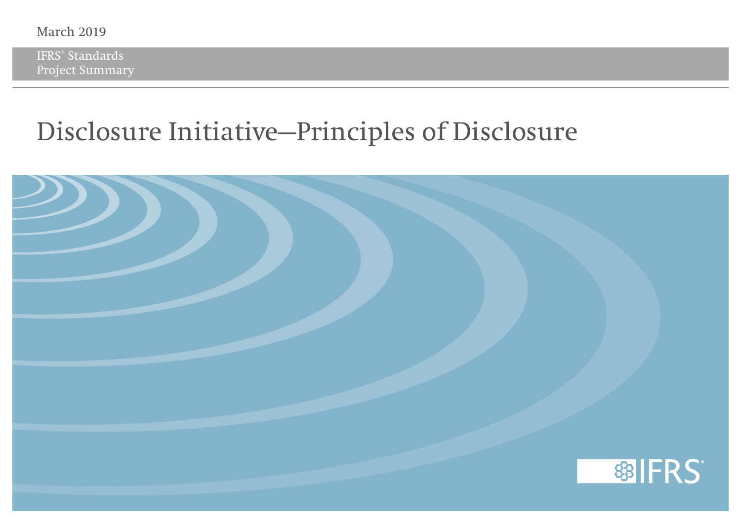March 2019

IFRS® Standards
Project Summary

# Disclosure Initiative—Principles of Disclosure

IFRS®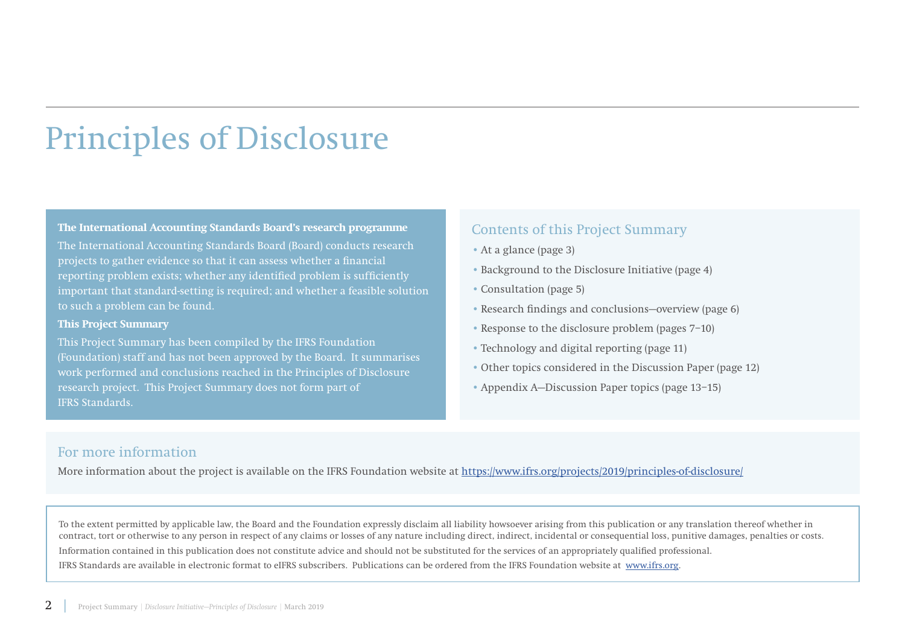# Principles of Disclosure

**The International Accounting Standards Board's research programme**

The International Accounting Standards Board (Board) conducts research projects to gather evidence so that it can assess whether a financial reporting problem exists; whether any identified problem is sufficiently important that standard-setting is required; and whether a feasible solution to such a problem can be found.

**This Project Summary**

This Project Summary has been compiled by the IFRS Foundation (Foundation) staff and has not been approved by the Board. It summarises work performed and conclusions reached in the Principles of Disclosure research project. This Project Summary does not form part of IFRS Standards.

## Contents of this Project Summary

- At a glance (page 3)
- Background to the Disclosure Initiative (page 4)
- Consultation (page 5)
- Research findings and conclusions—overview (page 6)
- Response to the disclosure problem (pages 7–10)
- Technology and digital reporting (page 11)
- Other topics considered in the Discussion Paper (page 12)
- Appendix A—Discussion Paper topics (page 13–15)

## For more information

More information about the project is available on the IFRS Foundation website at https://www.ifrs.org/projects/2019/principles-of-disclosure/

To the extent permitted by applicable law, the Board and the Foundation expressly disclaim all liability howsoever arising from this publication or any translation thereof whether in contract, tort or otherwise to any person in respect of any claims or losses of any nature including direct, indirect, incidental or consequential loss, punitive damages, penalties or costs.

Information contained in this publication does not constitute advice and should not be substituted for the services of an appropriately qualified professional.

IFRS Standards are available in electronic format to eIFRS subscribers. Publications can be ordered from the IFRS Foundation website at www.ifrs.org.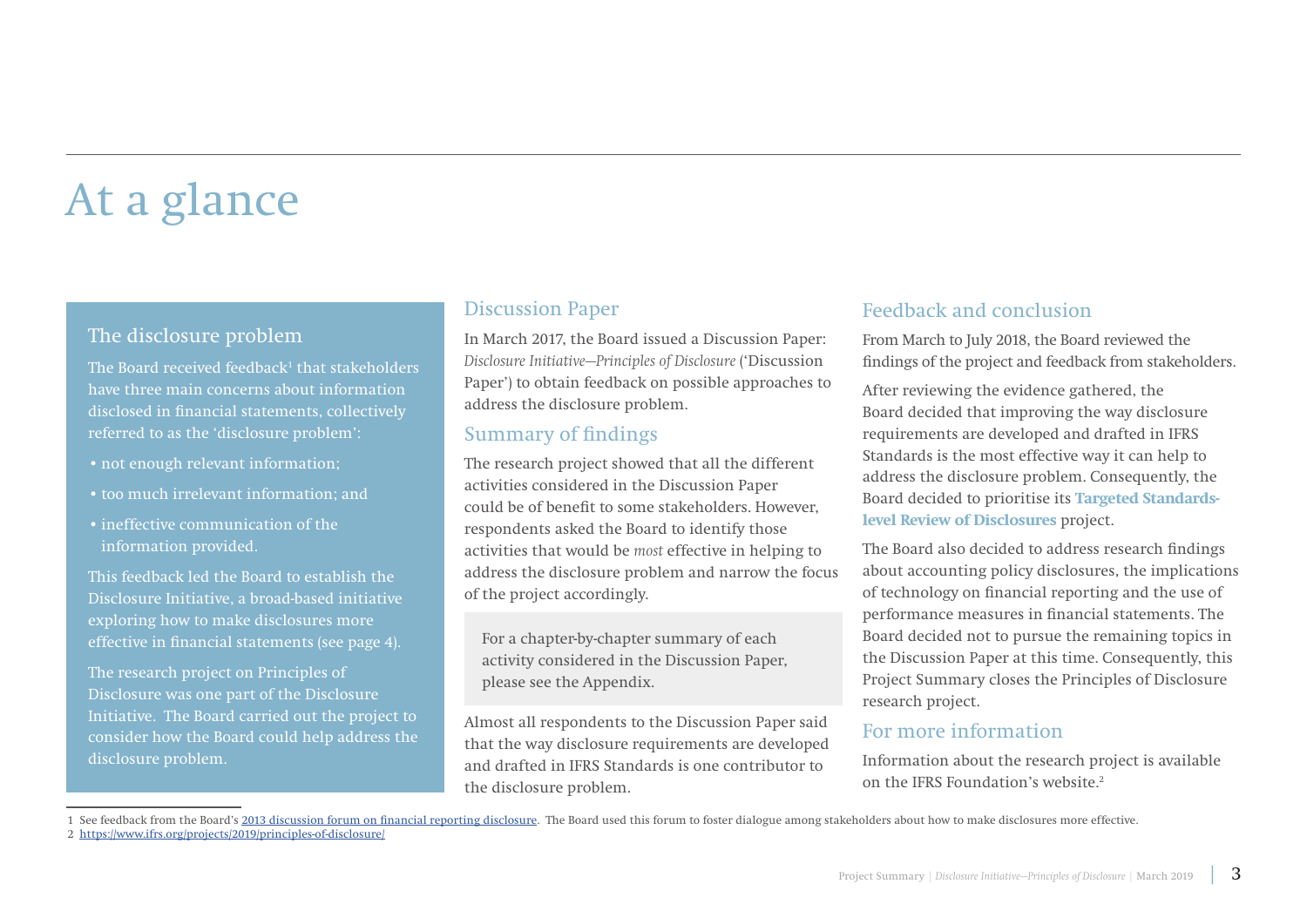# At a glance

## The disclosure problem

The Board received feedback[1] that stakeholders have three main concerns about information disclosed in financial statements, collectively referred to as the 'disclosure problem':

- not enough relevant information;
- too much irrelevant information; and
- ineffective communication of the information provided.

This feedback led the Board to establish the Disclosure Initiative, a broad-based initiative exploring how to make disclosures more effective in financial statements (see page 4).

The research project on Principles of Disclosure was one part of the Disclosure Initiative. The Board carried out the project to consider how the Board could help address the disclosure problem.

## Discussion Paper

In March 2017, the Board issued a Discussion Paper: *Disclosure Initiative—Principles of Disclosure* ('Discussion Paper') to obtain feedback on possible approaches to address the disclosure problem.

## Summary of findings

The research project showed that all the different activities considered in the Discussion Paper could be of benefit to some stakeholders. However, respondents asked the Board to identify those activities that would be *most* effective in helping to address the disclosure problem and narrow the focus of the project accordingly.

For a chapter-by-chapter summary of each activity considered in the Discussion Paper, please see the Appendix.

Almost all respondents to the Discussion Paper said that the way disclosure requirements are developed and drafted in IFRS Standards is one contributor to the disclosure problem.

## Feedback and conclusion

From March to July 2018, the Board reviewed the findings of the project and feedback from stakeholders.

After reviewing the evidence gathered, the Board decided that improving the way disclosure requirements are developed and drafted in IFRS Standards is the most effective way it can help to address the disclosure problem. Consequently, the Board decided to prioritise its **Targeted Standards-level Review of Disclosures** project.

The Board also decided to address research findings about accounting policy disclosures, the implications of technology on financial reporting and the use of performance measures in financial statements. The Board decided not to pursue the remaining topics in the Discussion Paper at this time. Consequently, this Project Summary closes the Principles of Disclosure research project.

## For more information

Information about the research project is available on the IFRS Foundation's website.[2]

---

1 See feedback from the Board's 2013 discussion forum on financial reporting disclosure. The Board used this forum to foster dialogue among stakeholders about how to make disclosures more effective.

2 https://www.ifrs.org/projects/2019/principles-of-disclosure/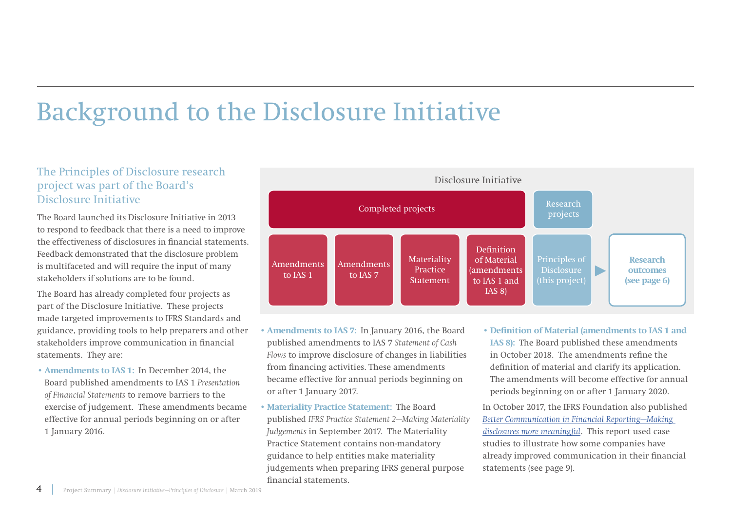# Background to the Disclosure Initiative

## The Principles of Disclosure research project was part of the Board's Disclosure Initiative

The Board launched its Disclosure Initiative in 2013 to respond to feedback that there is a need to improve the effectiveness of disclosures in financial statements. Feedback demonstrated that the disclosure problem is multifaceted and will require the input of many stakeholders if solutions are to be found.

The Board has already completed four projects as part of the Disclosure Initiative. These projects made targeted improvements to IFRS Standards and guidance, providing tools to help preparers and other stakeholders improve communication in financial statements. They are:

- **Amendments to IAS 1:** In December 2014, the Board published amendments to IAS 1 *Presentation of Financial Statements* to remove barriers to the exercise of judgement. These amendments became effective for annual periods beginning on or after 1 January 2016.
- **Amendments to IAS 7:** In January 2016, the Board published amendments to IAS 7 *Statement of Cash Flows* to improve disclosure of changes in liabilities from financing activities. These amendments became effective for annual periods beginning on or after 1 January 2017.
- **Materiality Practice Statement:** The Board published *IFRS Practice Statement 2—Making Materiality Judgements* in September 2017. The Materiality Practice Statement contains non-mandatory guidance to help entities make materiality judgements when preparing IFRS general purpose financial statements.
- **Definition of Material (amendments to IAS 1 and IAS 8):** The Board published these amendments in October 2018. The amendments refine the definition of material and clarify its application. The amendments will become effective for annual periods beginning on or after 1 January 2020.

In October 2017, the IFRS Foundation also published *Better Communication in Financial Reporting—Making disclosures more meaningful*. This report used case studies to illustrate how some companies have already improved communication in their financial statements (see page 9).

Disclosure Initiative

| Completed projects | | | | Research projects | |
|---|---|---|---|---|---|
| Amendments to IAS 1 | Amendments to IAS 7 | Materiality Practice Statement | Definition of Material (amendments to IAS 1 and IAS 8) | Principles of Disclosure (this project) | ▶ **Research outcomes (see page 6)** |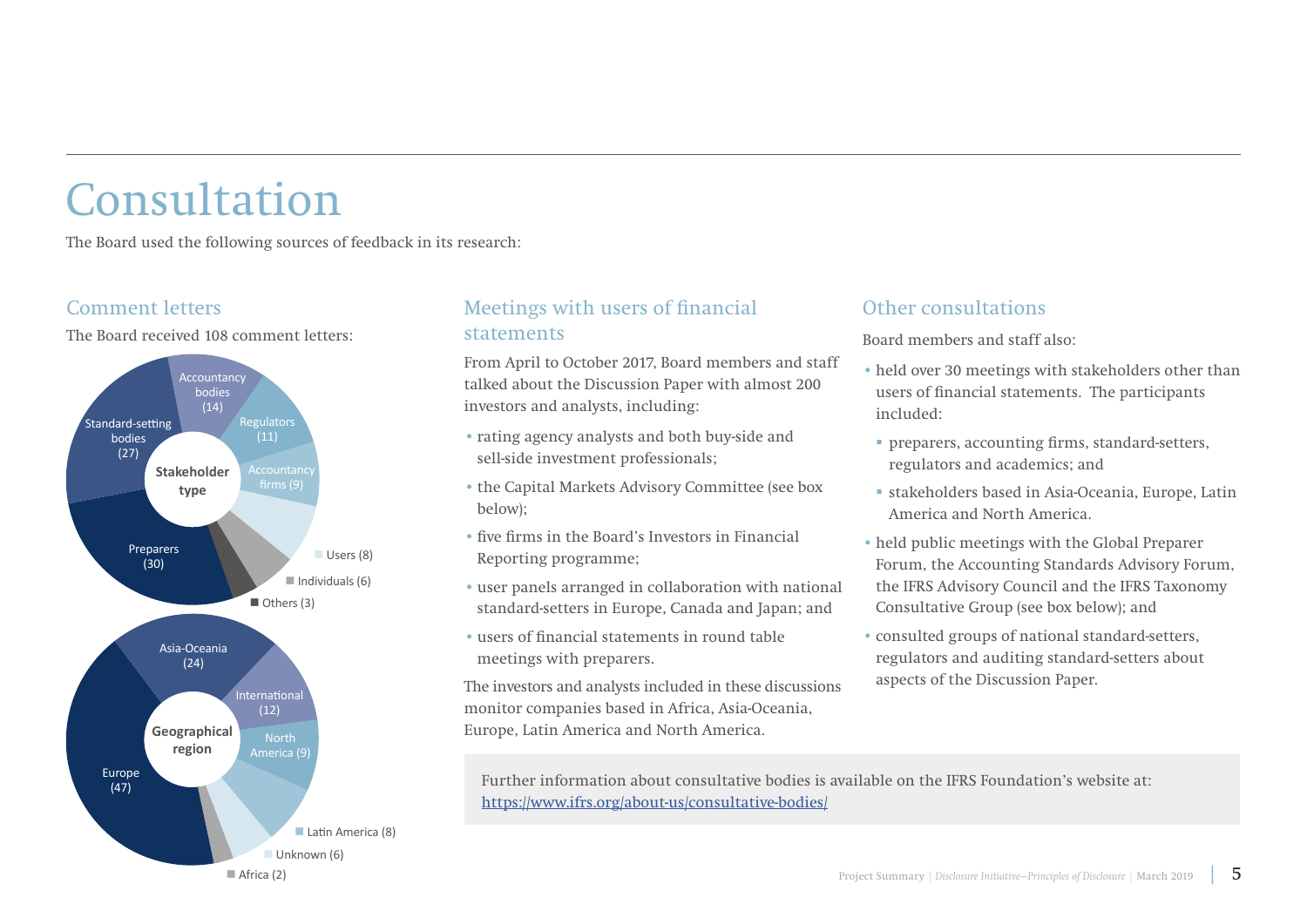# Consultation

The Board used the following sources of feedback in its research:

## Comment letters

The Board received 108 comment letters:

| Stakeholder type | Number |
|---|---|
| Preparers | 30 |
| Standard-setting bodies | 27 |
| Accountancy bodies | 14 |
| Regulators | 11 |
| Accountancy firms | 9 |
| Users | 8 |
| Individuals | 6 |
| Others | 3 |

| Geographical region | Number |
|---|---|
| Europe | 47 |
| Asia-Oceania | 24 |
| International | 12 |
| North America | 9 |
| Latin America | 8 |
| Unknown | 6 |
| Africa | 2 |

## Meetings with users of financial statements

From April to October 2017, Board members and staff talked about the Discussion Paper with almost 200 investors and analysts, including:

- rating agency analysts and both buy-side and sell-side investment professionals;
- the Capital Markets Advisory Committee (see box below);
- five firms in the Board's Investors in Financial Reporting programme;
- user panels arranged in collaboration with national standard-setters in Europe, Canada and Japan; and
- users of financial statements in round table meetings with preparers.

The investors and analysts included in these discussions monitor companies based in Africa, Asia-Oceania, Europe, Latin America and North America.

## Other consultations

Board members and staff also:

- held over 30 meetings with stakeholders other than users of financial statements. The participants included:
  - preparers, accounting firms, standard-setters, regulators and academics; and
  - stakeholders based in Asia-Oceania, Europe, Latin America and North America.
- held public meetings with the Global Preparer Forum, the Accounting Standards Advisory Forum, the IFRS Advisory Council and the IFRS Taxonomy Consultative Group (see box below); and
- consulted groups of national standard-setters, regulators and auditing standard-setters about aspects of the Discussion Paper.

Further information about consultative bodies is available on the IFRS Foundation's website at: https://www.ifrs.org/about-us/consultative-bodies/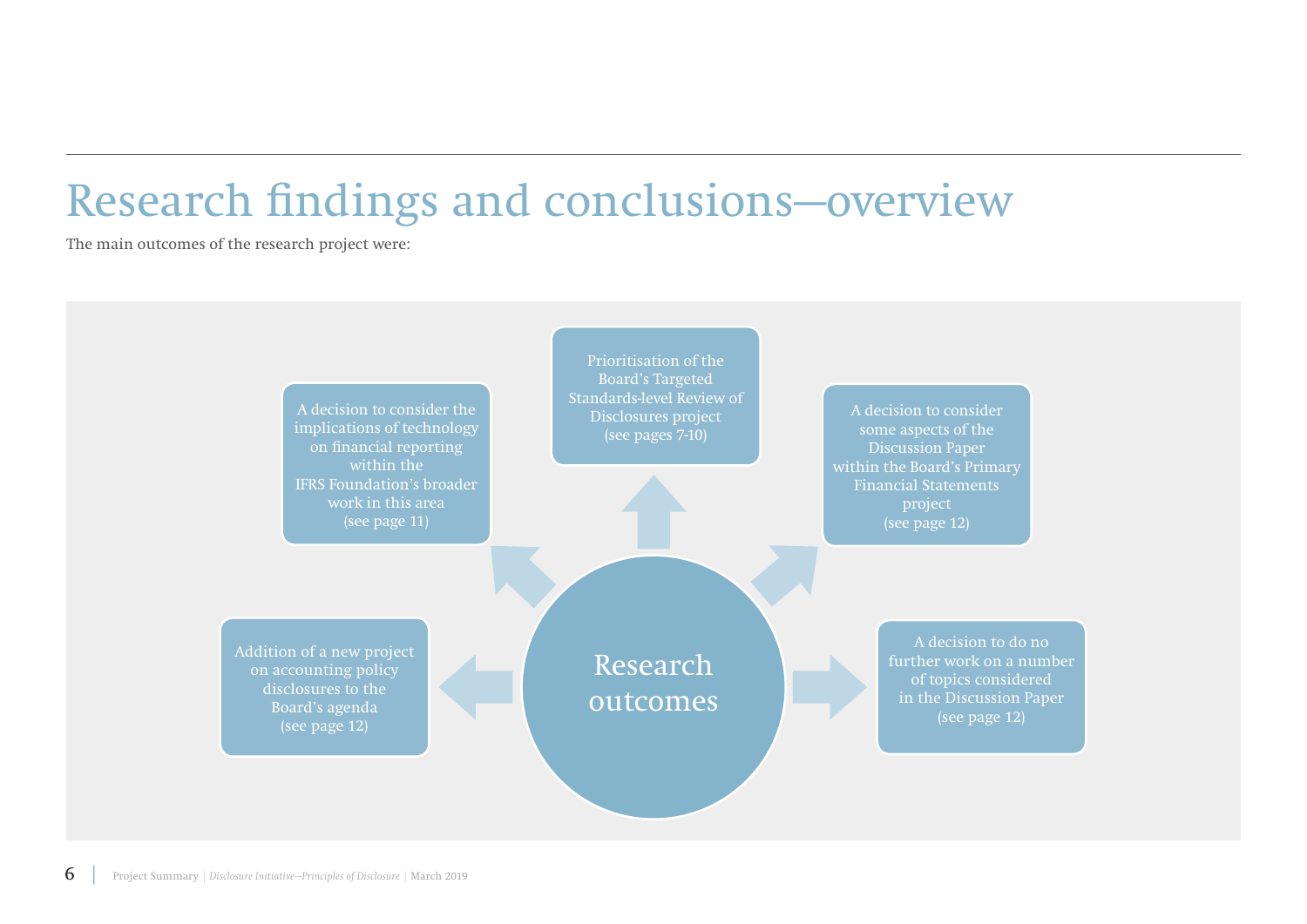# Research findings and conclusions—overview

The main outcomes of the research project were:

**Research outcomes**

- Prioritisation of the Board's Targeted Standards-level Review of Disclosures project (see pages 7-10)
- A decision to consider some aspects of the Discussion Paper within the Board's Primary Financial Statements project (see page 12)
- A decision to do no further work on a number of topics considered in the Discussion Paper (see page 12)
- Addition of a new project on accounting policy disclosures to the Board's agenda (see page 12)
- A decision to consider the implications of technology on financial reporting within the IFRS Foundation's broader work in this area (see page 11)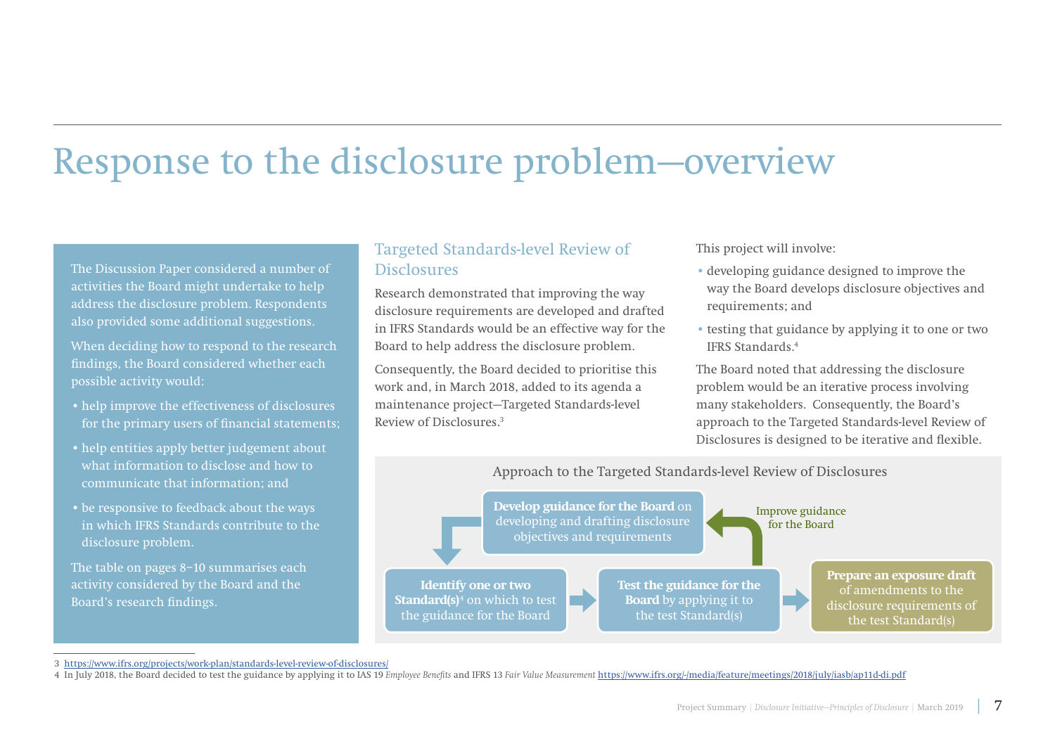# Response to the disclosure problem—overview

The Discussion Paper considered a number of activities the Board might undertake to help address the disclosure problem. Respondents also provided some additional suggestions.

When deciding how to respond to the research findings, the Board considered whether each possible activity would:

- help improve the effectiveness of disclosures for the primary users of financial statements;
- help entities apply better judgement about what information to disclose and how to communicate that information; and
- be responsive to feedback about the ways in which IFRS Standards contribute to the disclosure problem.

The table on pages 8–10 summarises each activity considered by the Board and the Board's research findings.

## Targeted Standards-level Review of Disclosures

Research demonstrated that improving the way disclosure requirements are developed and drafted in IFRS Standards would be an effective way for the Board to help address the disclosure problem.

Consequently, the Board decided to prioritise this work and, in March 2018, added to its agenda a maintenance project—Targeted Standards-level Review of Disclosures.[3]

This project will involve:

- developing guidance designed to improve the way the Board develops disclosure objectives and requirements; and
- testing that guidance by applying it to one or two IFRS Standards.[4]

The Board noted that addressing the disclosure problem would be an iterative process involving many stakeholders. Consequently, the Board's approach to the Targeted Standards-level Review of Disclosures is designed to be iterative and flexible.

Approach to the Targeted Standards-level Review of Disclosures

**Develop guidance for the Board** on developing and drafting disclosure objectives and requirements

**Identify one or two Standard(s)**[4] on which to test the guidance for the Board

**Test the guidance for the Board** by applying it to the test Standard(s)

Improve guidance for the Board

**Prepare an exposure draft** of amendments to the disclosure requirements of the test Standard(s)

3 https://www.ifrs.org/projects/work-plan/standards-level-review-of-disclosures/

4 In July 2018, the Board decided to test the guidance by applying it to IAS 19 *Employee Benefits* and IFRS 13 *Fair Value Measurement* https://www.ifrs.org/-/media/feature/meetings/2018/july/iasb/ap11d-di.pdf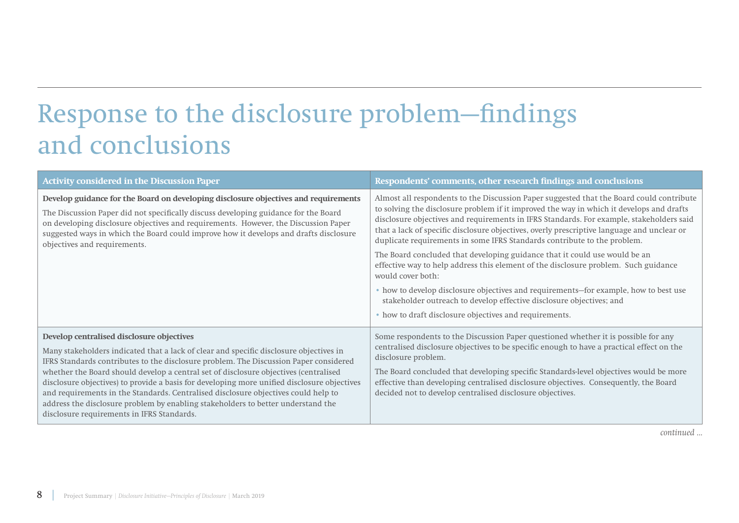# Response to the disclosure problem—findings and conclusions

| Activity considered in the Discussion Paper | Respondents' comments, other research findings and conclusions |
| --- | --- |
| **Develop guidance for the Board on developing disclosure objectives and requirements**<br><br>The Discussion Paper did not specifically discuss developing guidance for the Board on developing disclosure objectives and requirements. However, the Discussion Paper suggested ways in which the Board could improve how it develops and drafts disclosure objectives and requirements. | Almost all respondents to the Discussion Paper suggested that the Board could contribute to solving the disclosure problem if it improved the way in which it develops and drafts disclosure objectives and requirements in IFRS Standards. For example, stakeholders said that a lack of specific disclosure objectives, overly prescriptive language and unclear or duplicate requirements in some IFRS Standards contribute to the problem.<br><br>The Board concluded that developing guidance that it could use would be an effective way to help address this element of the disclosure problem. Such guidance would cover both:<br><br>• how to develop disclosure objectives and requirements—for example, how to best use stakeholder outreach to develop effective disclosure objectives; and<br><br>• how to draft disclosure objectives and requirements. |
| **Develop centralised disclosure objectives**<br><br>Many stakeholders indicated that a lack of clear and specific disclosure objectives in IFRS Standards contributes to the disclosure problem. The Discussion Paper considered whether the Board should develop a central set of disclosure objectives (centralised disclosure objectives) to provide a basis for developing more unified disclosure objectives and requirements in the Standards. Centralised disclosure objectives could help to address the disclosure problem by enabling stakeholders to better understand the disclosure requirements in IFRS Standards. | Some respondents to the Discussion Paper questioned whether it is possible for any centralised disclosure objectives to be specific enough to have a practical effect on the disclosure problem.<br><br>The Board concluded that developing specific Standards-level objectives would be more effective than developing centralised disclosure objectives. Consequently, the Board decided not to develop centralised disclosure objectives. |

*continued ...*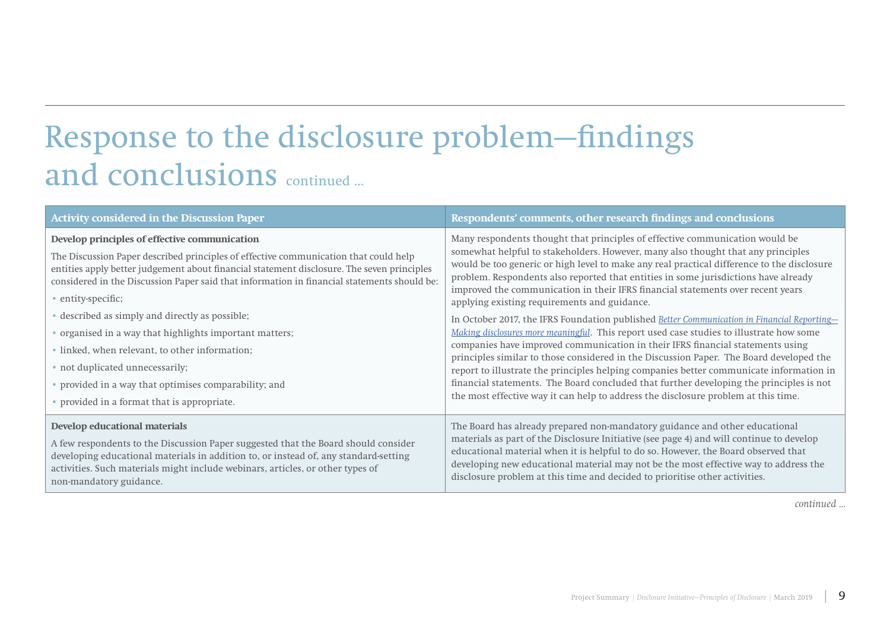# Response to the disclosure problem—findings and conclusions continued ...

| Activity considered in the Discussion Paper | Respondents' comments, other research findings and conclusions |
|---|---|
| **Develop principles of effective communication**<br><br>The Discussion Paper described principles of effective communication that could help entities apply better judgement about financial statement disclosure. The seven principles considered in the Discussion Paper said that information in financial statements should be:<br>• entity-specific;<br>• described as simply and directly as possible;<br>• organised in a way that highlights important matters;<br>• linked, when relevant, to other information;<br>• not duplicated unnecessarily;<br>• provided in a way that optimises comparability; and<br>• provided in a format that is appropriate. | Many respondents thought that principles of effective communication would be somewhat helpful to stakeholders. However, many also thought that any principles would be too generic or high level to make any real practical difference to the disclosure problem. Respondents also reported that entities in some jurisdictions have already improved the communication in their IFRS financial statements over recent years applying existing requirements and guidance.<br><br>In October 2017, the IFRS Foundation published *Better Communication in Financial Reporting—Making disclosures more meaningful*. This report used case studies to illustrate how some companies have improved communication in their IFRS financial statements using principles similar to those considered in the Discussion Paper. The Board developed the report to illustrate the principles helping companies better communicate information in financial statements. The Board concluded that further developing the principles is not the most effective way it can help to address the disclosure problem at this time. |
| **Develop educational materials**<br><br>A few respondents to the Discussion Paper suggested that the Board should consider developing educational materials in addition to, or instead of, any standard-setting activities. Such materials might include webinars, articles, or other types of non-mandatory guidance. | The Board has already prepared non-mandatory guidance and other educational materials as part of the Disclosure Initiative (see page 4) and will continue to develop educational material when it is helpful to do so. However, the Board observed that developing new educational material may not be the most effective way to address the disclosure problem at this time and decided to prioritise other activities. |

*continued ...*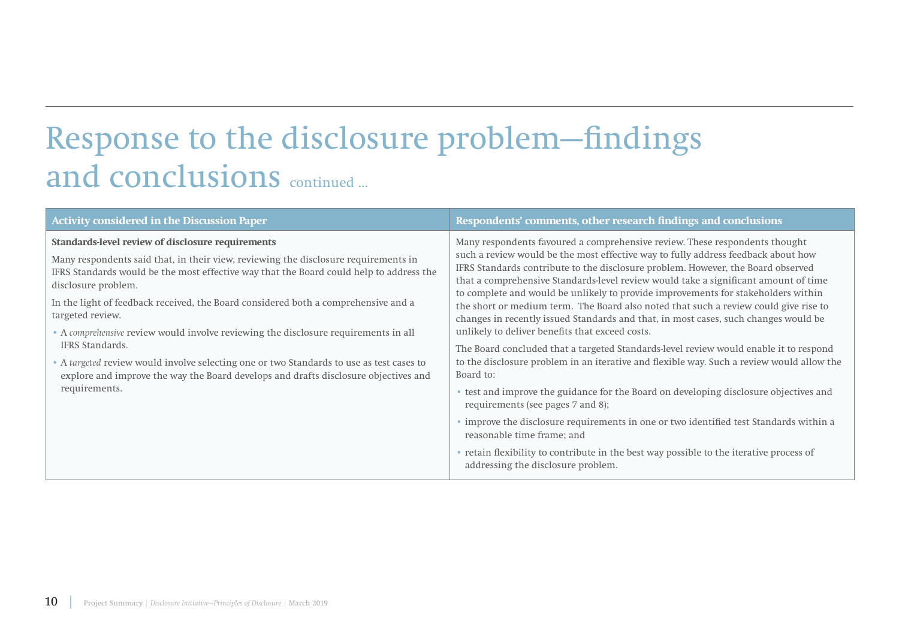# Response to the disclosure problem—findings and conclusions continued ...

| Activity considered in the Discussion Paper | Respondents' comments, other research findings and conclusions |
| --- | --- |
| **Standards-level review of disclosure requirements**<br><br>Many respondents said that, in their view, reviewing the disclosure requirements in IFRS Standards would be the most effective way that the Board could help to address the disclosure problem.<br><br>In the light of feedback received, the Board considered both a comprehensive and a targeted review.<br><br>• A *comprehensive* review would involve reviewing the disclosure requirements in all IFRS Standards.<br><br>• A *targeted* review would involve selecting one or two Standards to use as test cases to explore and improve the way the Board develops and drafts disclosure objectives and requirements. | Many respondents favoured a comprehensive review. These respondents thought such a review would be the most effective way to fully address feedback about how IFRS Standards contribute to the disclosure problem. However, the Board observed that a comprehensive Standards-level review would take a significant amount of time to complete and would be unlikely to provide improvements for stakeholders within the short or medium term. The Board also noted that such a review could give rise to changes in recently issued Standards and that, in most cases, such changes would be unlikely to deliver benefits that exceed costs.<br><br>The Board concluded that a targeted Standards-level review would enable it to respond to the disclosure problem in an iterative and flexible way. Such a review would allow the Board to:<br><br>• test and improve the guidance for the Board on developing disclosure objectives and requirements (see pages 7 and 8);<br><br>• improve the disclosure requirements in one or two identified test Standards within a reasonable time frame; and<br><br>• retain flexibility to contribute in the best way possible to the iterative process of addressing the disclosure problem. |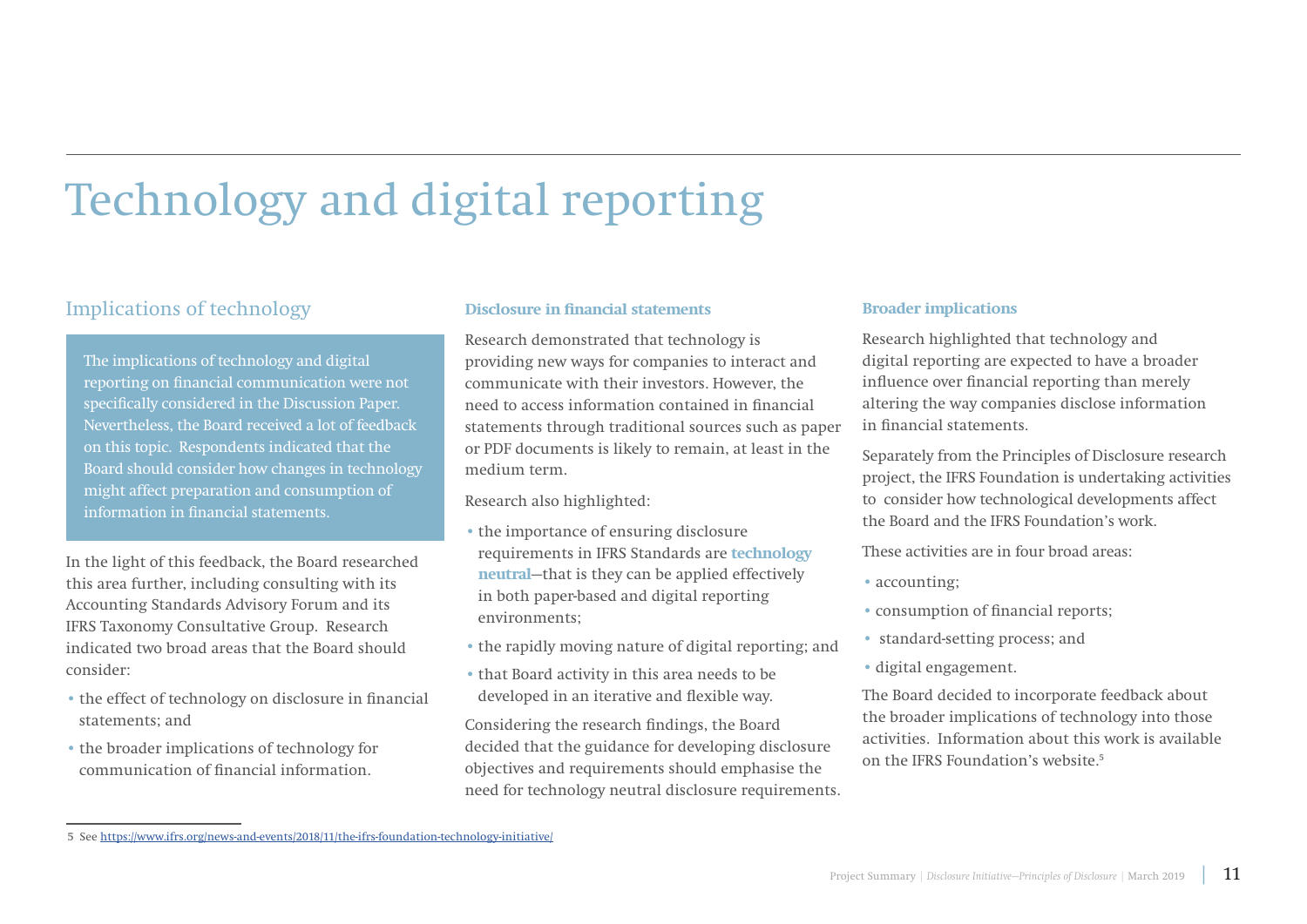# Technology and digital reporting

## Implications of technology

The implications of technology and digital reporting on financial communication were not specifically considered in the Discussion Paper. Nevertheless, the Board received a lot of feedback on this topic. Respondents indicated that the Board should consider how changes in technology might affect preparation and consumption of information in financial statements.

In the light of this feedback, the Board researched this area further, including consulting with its Accounting Standards Advisory Forum and its IFRS Taxonomy Consultative Group. Research indicated two broad areas that the Board should consider:

- the effect of technology on disclosure in financial statements; and
- the broader implications of technology for communication of financial information.

### Disclosure in financial statements

Research demonstrated that technology is providing new ways for companies to interact and communicate with their investors. However, the need to access information contained in financial statements through traditional sources such as paper or PDF documents is likely to remain, at least in the medium term.

Research also highlighted:

- the importance of ensuring disclosure requirements in IFRS Standards are **technology neutral**—that is they can be applied effectively in both paper-based and digital reporting environments;
- the rapidly moving nature of digital reporting; and
- that Board activity in this area needs to be developed in an iterative and flexible way.

Considering the research findings, the Board decided that the guidance for developing disclosure objectives and requirements should emphasise the need for technology neutral disclosure requirements.

### Broader implications

Research highlighted that technology and digital reporting are expected to have a broader influence over financial reporting than merely altering the way companies disclose information in financial statements.

Separately from the Principles of Disclosure research project, the IFRS Foundation is undertaking activities to consider how technological developments affect the Board and the IFRS Foundation's work.

These activities are in four broad areas:

- accounting;
- consumption of financial reports;
- standard-setting process; and
- digital engagement.

The Board decided to incorporate feedback about the broader implications of technology into those activities. Information about this work is available on the IFRS Foundation's website.[5]

---

5 See https://www.ifrs.org/news-and-events/2018/11/the-ifrs-foundation-technology-initiative/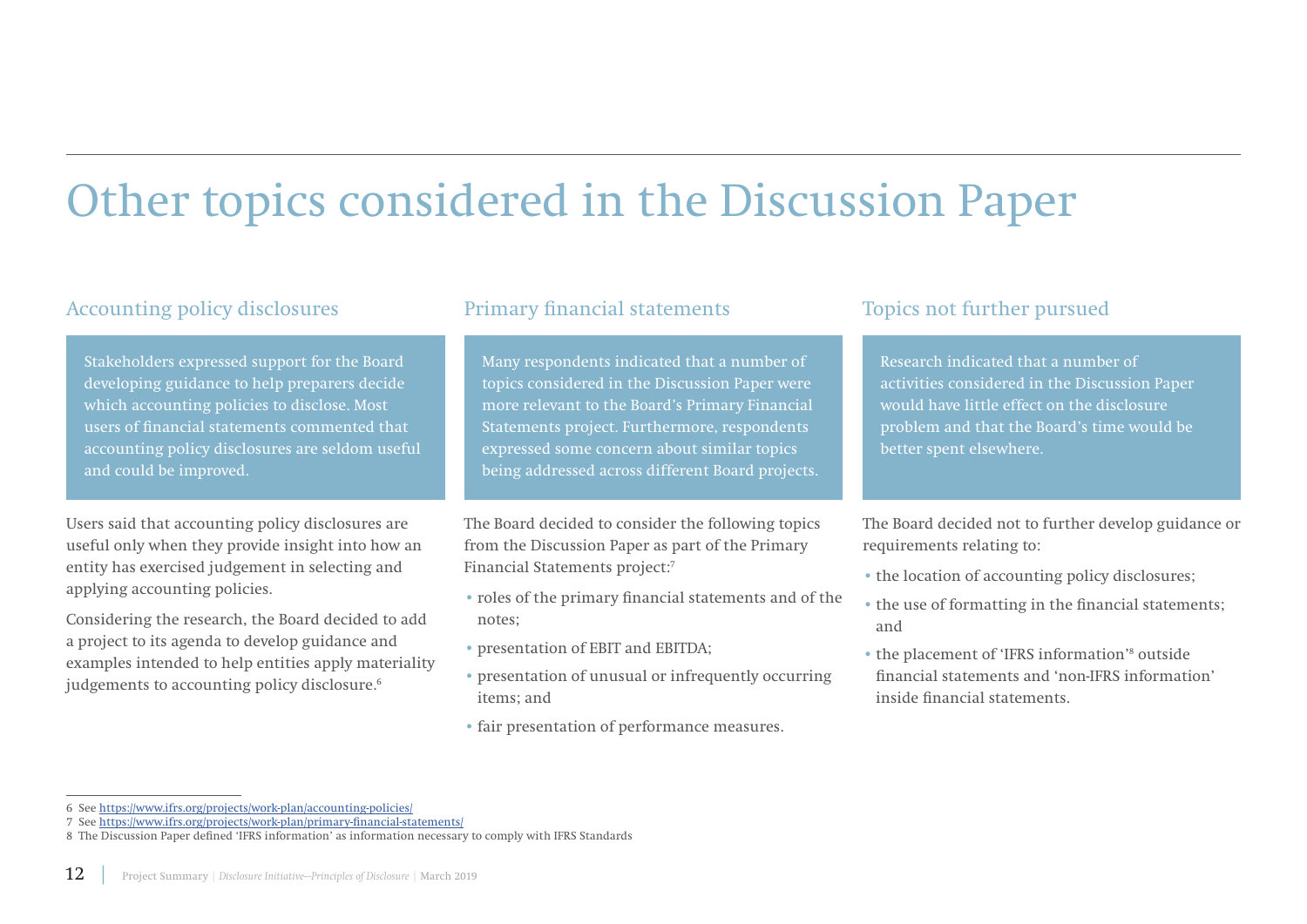# Other topics considered in the Discussion Paper

## Accounting policy disclosures

Stakeholders expressed support for the Board developing guidance to help preparers decide which accounting policies to disclose. Most users of financial statements commented that accounting policy disclosures are seldom useful and could be improved.

Users said that accounting policy disclosures are useful only when they provide insight into how an entity has exercised judgement in selecting and applying accounting policies.

Considering the research, the Board decided to add a project to its agenda to develop guidance and examples intended to help entities apply materiality judgements to accounting policy disclosure.[6]

## Primary financial statements

Many respondents indicated that a number of topics considered in the Discussion Paper were more relevant to the Board's Primary Financial Statements project. Furthermore, respondents expressed some concern about similar topics being addressed across different Board projects.

The Board decided to consider the following topics from the Discussion Paper as part of the Primary Financial Statements project:[7]

- roles of the primary financial statements and of the notes;
- presentation of EBIT and EBITDA;
- presentation of unusual or infrequently occurring items; and
- fair presentation of performance measures.

## Topics not further pursued

Research indicated that a number of activities considered in the Discussion Paper would have little effect on the disclosure problem and that the Board's time would be better spent elsewhere.

The Board decided not to further develop guidance or requirements relating to:

- the location of accounting policy disclosures;
- the use of formatting in the financial statements; and
- the placement of 'IFRS information'[8] outside financial statements and 'non-IFRS information' inside financial statements.

---

6 See https://www.ifrs.org/projects/work-plan/accounting-policies/

7 See https://www.ifrs.org/projects/work-plan/primary-financial-statements/

8 The Discussion Paper defined 'IFRS information' as information necessary to comply with IFRS Standards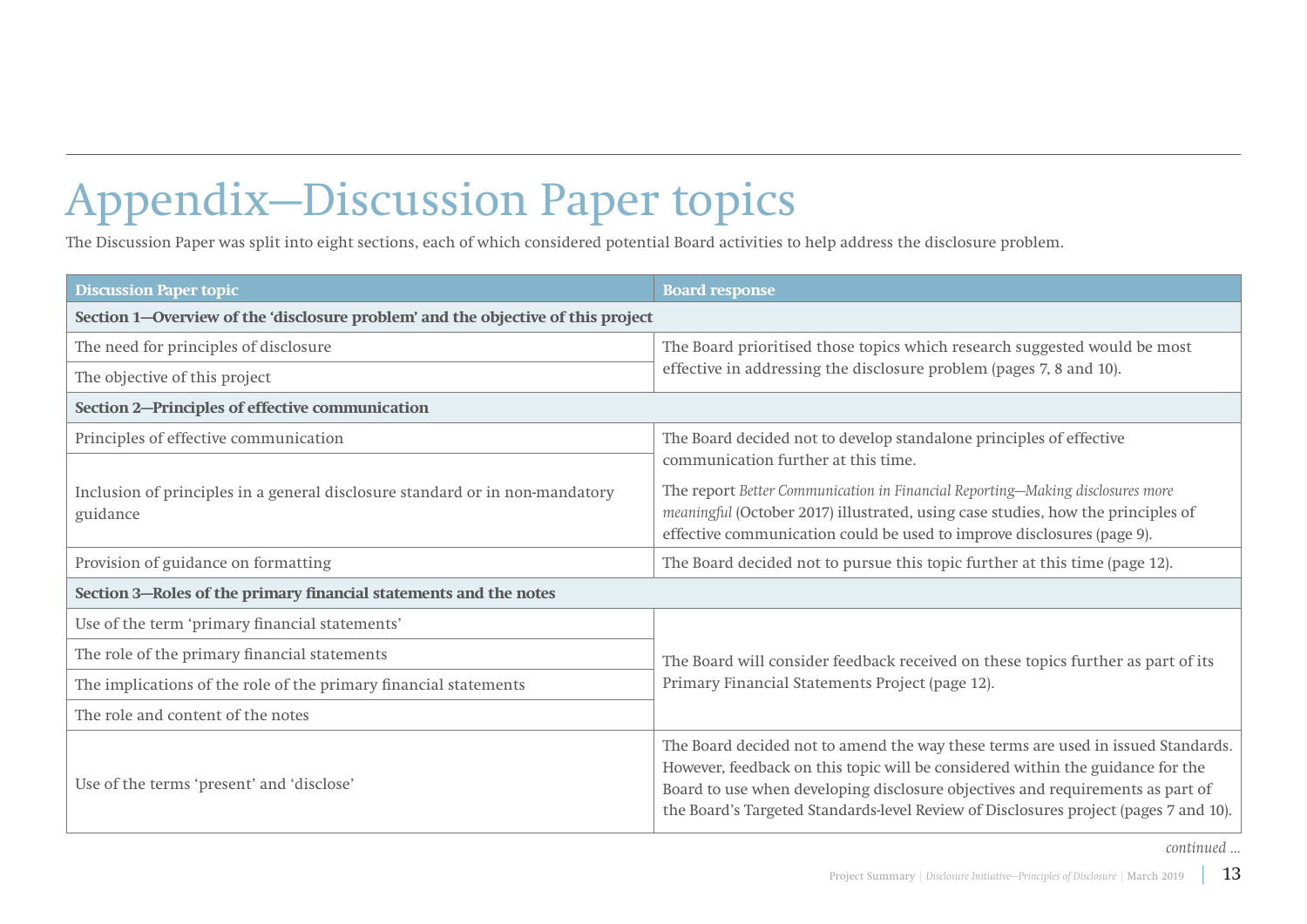# Appendix—Discussion Paper topics

The Discussion Paper was split into eight sections, each of which considered potential Board activities to help address the disclosure problem.

| Discussion Paper topic | Board response |
|---|---|
| **Section 1—Overview of the 'disclosure problem' and the objective of this project** | |
| The need for principles of disclosure | The Board prioritised those topics which research suggested would be most effective in addressing the disclosure problem (pages 7, 8 and 10). |
| The objective of this project | |
| **Section 2—Principles of effective communication** | |
| Principles of effective communication | The Board decided not to develop standalone principles of effective communication further at this time.<br><br>The report *Better Communication in Financial Reporting—Making disclosures more meaningful* (October 2017) illustrated, using case studies, how the principles of effective communication could be used to improve disclosures (page 9). |
| Inclusion of principles in a general disclosure standard or in non-mandatory guidance | |
| Provision of guidance on formatting | The Board decided not to pursue this topic further at this time (page 12). |
| **Section 3—Roles of the primary financial statements and the notes** | |
| Use of the term 'primary financial statements' | The Board will consider feedback received on these topics further as part of its Primary Financial Statements Project (page 12). |
| The role of the primary financial statements | |
| The implications of the role of the primary financial statements | |
| The role and content of the notes | |
| Use of the terms 'present' and 'disclose' | The Board decided not to amend the way these terms are used in issued Standards. However, feedback on this topic will be considered within the guidance for the Board to use when developing disclosure objectives and requirements as part of the Board's Targeted Standards-level Review of Disclosures project (pages 7 and 10). |

*continued ...*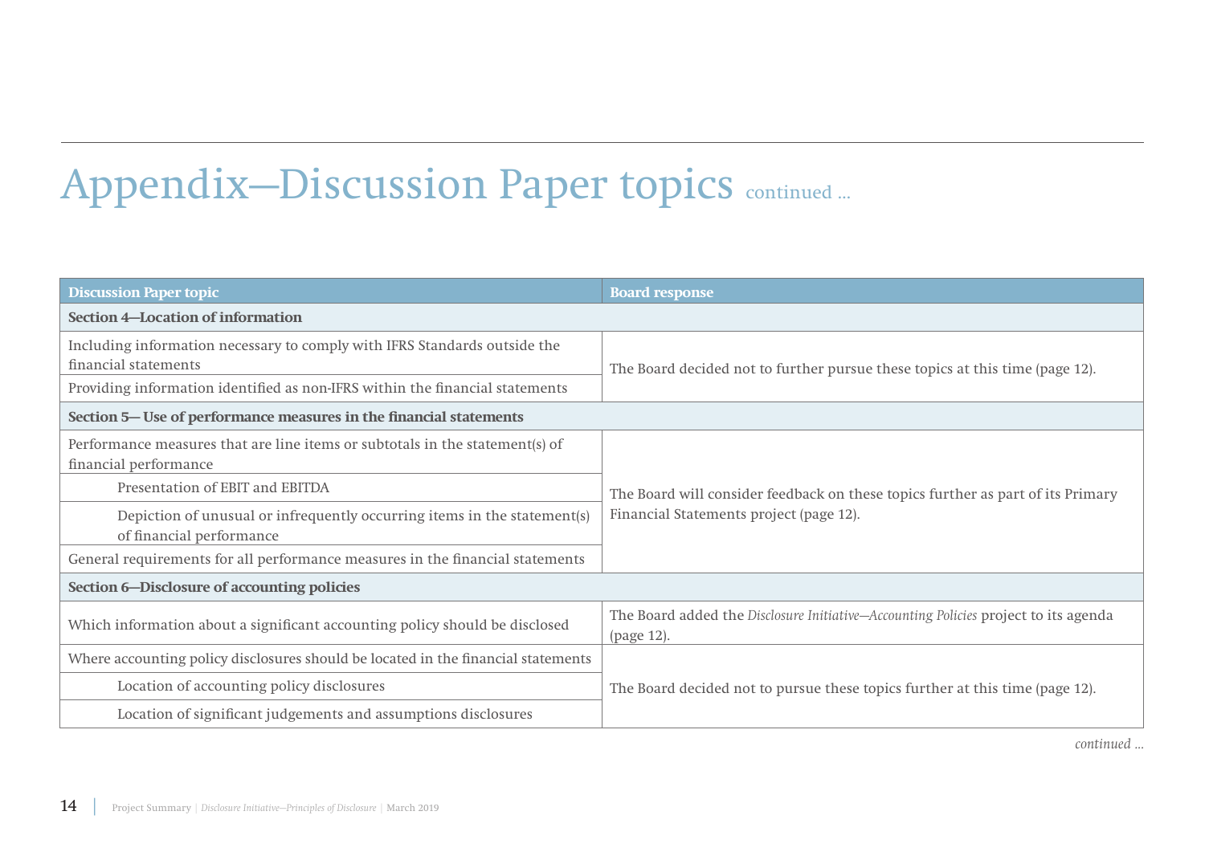# Appendix—Discussion Paper topics continued ...

| Discussion Paper topic | Board response |
|---|---|
| **Section 4—Location of information** | |
| Including information necessary to comply with IFRS Standards outside the financial statements | The Board decided not to further pursue these topics at this time (page 12). |
| Providing information identified as non-IFRS within the financial statements | |
| **Section 5— Use of performance measures in the financial statements** | |
| Performance measures that are line items or subtotals in the statement(s) of financial performance | The Board will consider feedback on these topics further as part of its Primary Financial Statements project (page 12). |
| Presentation of EBIT and EBITDA | |
| Depiction of unusual or infrequently occurring items in the statement(s) of financial performance | |
| General requirements for all performance measures in the financial statements | |
| **Section 6—Disclosure of accounting policies** | |
| Which information about a significant accounting policy should be disclosed | The Board added the *Disclosure Initiative—Accounting Policies* project to its agenda (page 12). |
| Where accounting policy disclosures should be located in the financial statements | The Board decided not to pursue these topics further at this time (page 12). |
| Location of accounting policy disclosures | |
| Location of significant judgements and assumptions disclosures | |

*continued ...*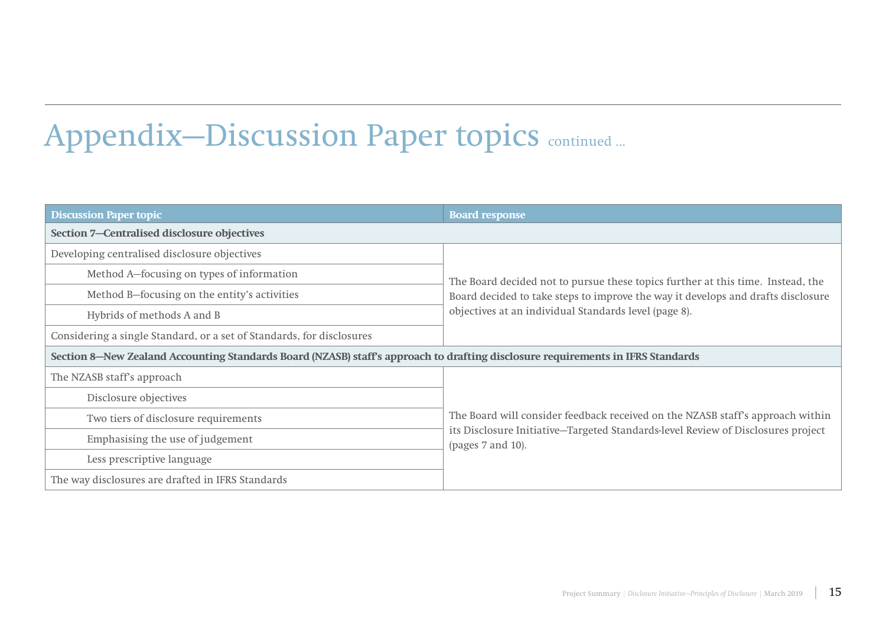# Appendix—Discussion Paper topics continued ...

| Discussion Paper topic | Board response |
|---|---|
| **Section 7—Centralised disclosure objectives** | |
| Developing centralised disclosure objectives | The Board decided not to pursue these topics further at this time. Instead, the Board decided to take steps to improve the way it develops and drafts disclosure objectives at an individual Standards level (page 8). |
| Method A—focusing on types of information | |
| Method B—focusing on the entity's activities | |
| Hybrids of methods A and B | |
| Considering a single Standard, or a set of Standards, for disclosures | |
| **Section 8—New Zealand Accounting Standards Board (NZASB) staff's approach to drafting disclosure requirements in IFRS Standards** | |
| The NZASB staff's approach | The Board will consider feedback received on the NZASB staff's approach within its Disclosure Initiative—Targeted Standards-level Review of Disclosures project (pages 7 and 10). |
| Disclosure objectives | |
| Two tiers of disclosure requirements | |
| Emphasising the use of judgement | |
| Less prescriptive language | |
| The way disclosures are drafted in IFRS Standards | |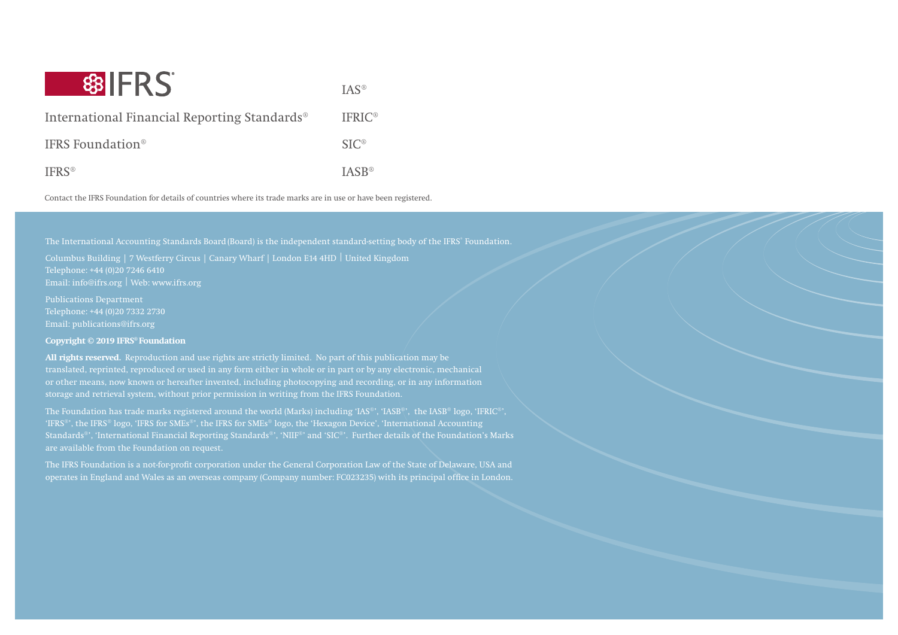IFRS®

International Financial Reporting Standards®

IFRS Foundation®

IFRS®

IAS®

IFRIC®

SIC®

IASB®

Contact the IFRS Foundation for details of countries where its trade marks are in use or have been registered.

The International Accounting Standards Board (Board) is the independent standard-setting body of the IFRS® Foundation.

Columbus Building | 7 Westferry Circus | Canary Wharf | London E14 4HD | United Kingdom
Telephone: +44 (0)20 7246 6410
Email: info@ifrs.org | Web: www.ifrs.org

Publications Department
Telephone: +44 (0)20 7332 2730
Email: publications@ifrs.org

**Copyright © 2019 IFRS® Foundation**

**All rights reserved.** Reproduction and use rights are strictly limited. No part of this publication may be translated, reprinted, reproduced or used in any form either in whole or in part or by any electronic, mechanical or other means, now known or hereafter invented, including photocopying and recording, or in any information storage and retrieval system, without prior permission in writing from the IFRS Foundation.

The Foundation has trade marks registered around the world (Marks) including 'IAS®', 'IASB®', the IASB® logo, 'IFRIC®', 'IFRS®', the IFRS® logo, 'IFRS for SMEs®', the IFRS for SMEs® logo, the 'Hexagon Device', 'International Accounting Standards®', 'International Financial Reporting Standards®', 'NIIF®' and 'SIC®'. Further details of the Foundation's Marks are available from the Foundation on request.

The IFRS Foundation is a not-for-profit corporation under the General Corporation Law of the State of Delaware, USA and operates in England and Wales as an overseas company (Company number: FC023235) with its principal office in London.